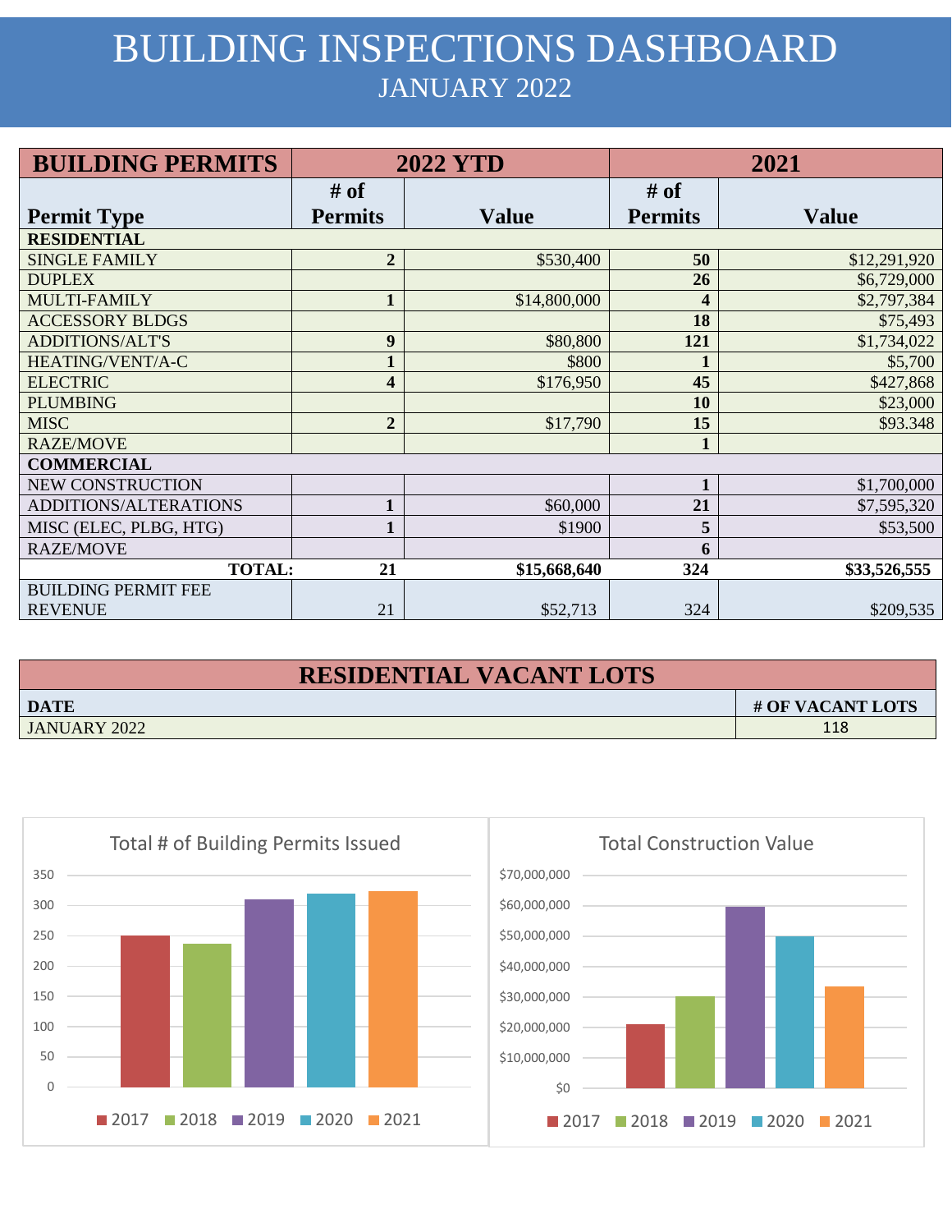# BUILDING INSPECTIONS DASHBOARD

## JANUARY 2022

| BUILDING PERMITS | 2022 YTD | | 2021 | |
|---|---|---|---|---|
| Permit Type | # of Permits | Value | # of Permits | Value |
| **RESIDENTIAL** | | | | |
| SINGLE FAMILY | **2** | $530,400 | **50** | $12,291,920 |
| DUPLEX | | | **26** | $6,729,000 |
| MULTI-FAMILY | **1** | $14,800,000 | **4** | $2,797,384 |
| ACCESSORY BLDGS | | | **18** | $75,493 |
| ADDITIONS/ALT'S | **9** | $80,800 | **121** | $1,734,022 |
| HEATING/VENT/A-C | **1** | $800 | **1** | $5,700 |
| ELECTRIC | **4** | $176,950 | **45** | $427,868 |
| PLUMBING | | | **10** | $23,000 |
| MISC | **2** | $17,790 | **15** | $93.348 |
| RAZE/MOVE | | | **1** | |
| **COMMERCIAL** | | | | |
| NEW CONSTRUCTION | | | **1** | $1,700,000 |
| ADDITIONS/ALTERATIONS | **1** | $60,000 | **21** | $7,595,320 |
| MISC (ELEC, PLBG, HTG) | **1** | $1900 | **5** | $53,500 |
| RAZE/MOVE | | | **6** | |
| **TOTAL:** | **21** | **$15,668,640** | **324** | **$33,526,555** |
| BUILDING PERMIT FEE REVENUE | 21 | $52,713 | 324 | $209,535 |

| RESIDENTIAL VACANT LOTS | |
|---|---|
| **DATE** | **# OF VACANT LOTS** |
| JANUARY 2022 | 118 |

Total # of Building Permits Issued

350
300
250
200
150
100
50
0

2017 2018 2019 2020 2021

Total Construction Value

$70,000,000
$60,000,000
$50,000,000
$40,000,000
$30,000,000
$20,000,000
$10,000,000
$0

2017 2018 2019 2020 2021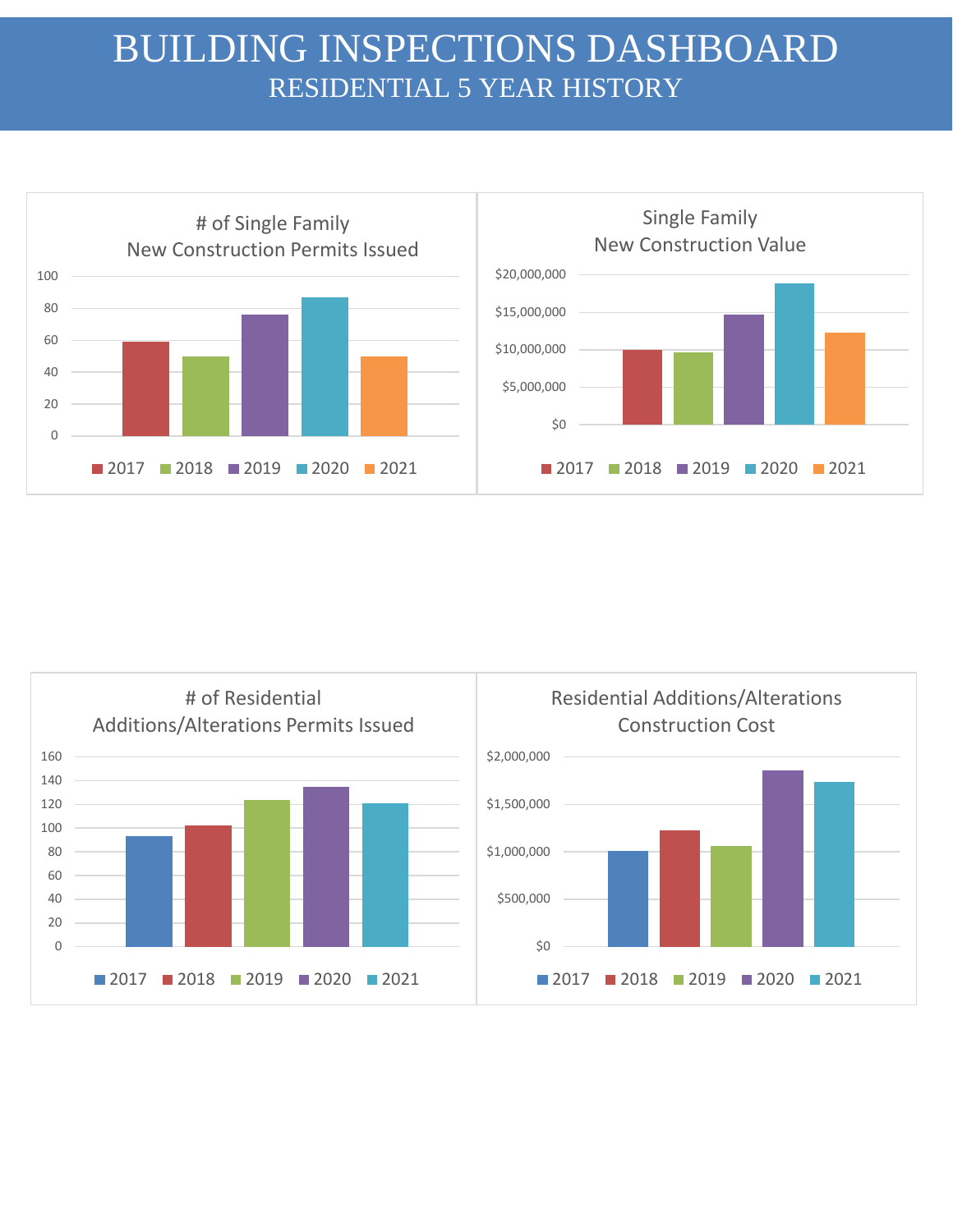# BUILDING INSPECTIONS DASHBOARD

## RESIDENTIAL 5 YEAR HISTORY

# of Single Family
New Construction Permits Issued

100
80
60
40
20
0

2017 2018 2019 2020 2021

Single Family
New Construction Value

$20,000,000
$15,000,000
$10,000,000
$5,000,000
$0

2017 2018 2019 2020 2021

# of Residential
Additions/Alterations Permits Issued

160
140
120
100
80
60
40
20
0

2017 2018 2019 2020 2021

Residential Additions/Alterations
Construction Cost

$2,000,000
$1,500,000
$1,000,000
$500,000
$0

2017 2018 2019 2020 2021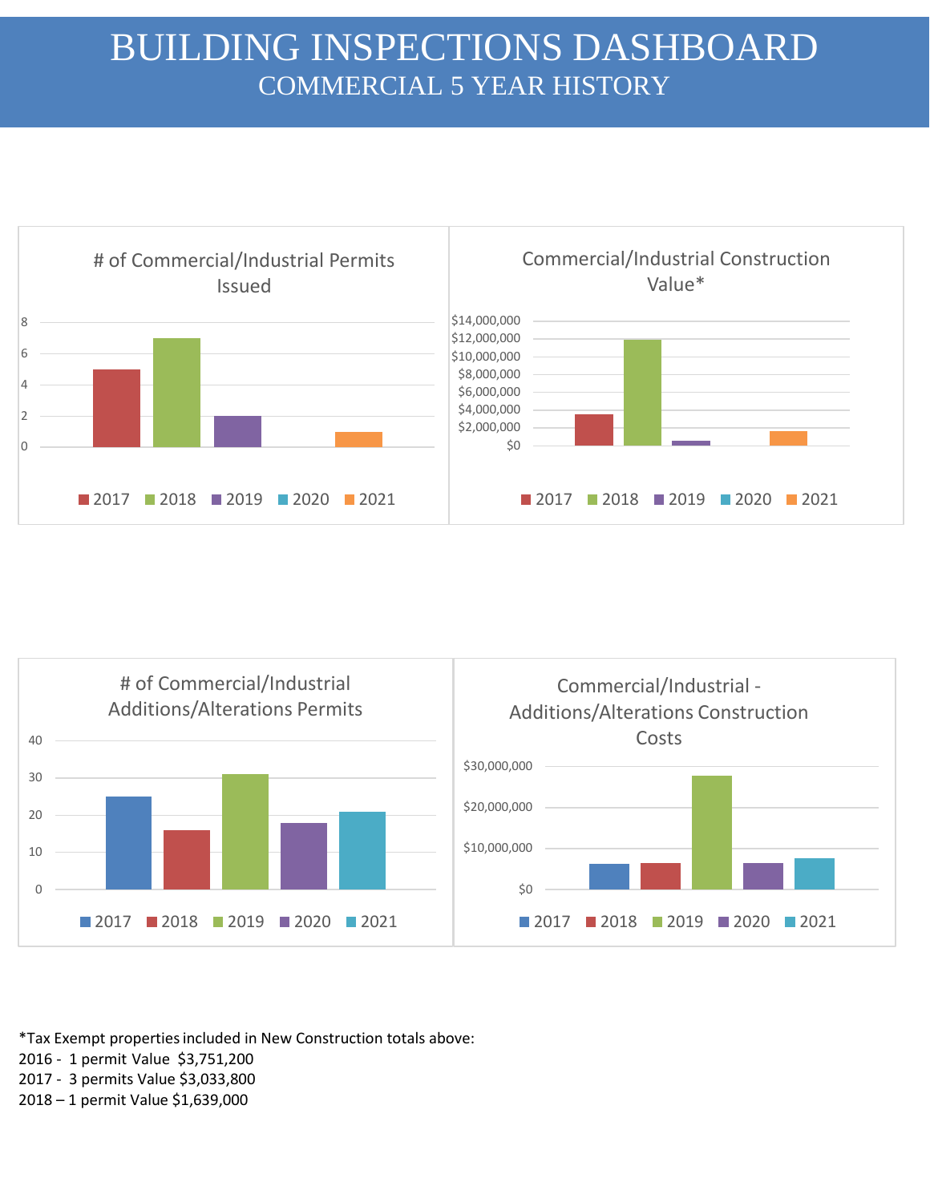# BUILDING INSPECTIONS DASHBOARD

## COMMERCIAL 5 YEAR HISTORY

# of Commercial/Industrial Permits Issued

8
6
4
2
0

2017 2018 2019 2020 2021

Commercial/Industrial Construction Value*

$14,000,000
$12,000,000
$10,000,000
$8,000,000
$6,000,000
$4,000,000
$2,000,000
$0

2017 2018 2019 2020 2021

# of Commercial/Industrial Additions/Alterations Permits

40
30
20
10
0

2017 2018 2019 2020 2021

Commercial/Industrial - Additions/Alterations Construction Costs

$30,000,000
$20,000,000
$10,000,000
$0

2017 2018 2019 2020 2021

*Tax Exempt properties included in New Construction totals above:
2016 - 1 permit Value $3,751,200
2017 - 3 permits Value $3,033,800
2018 – 1 permit Value $1,639,000